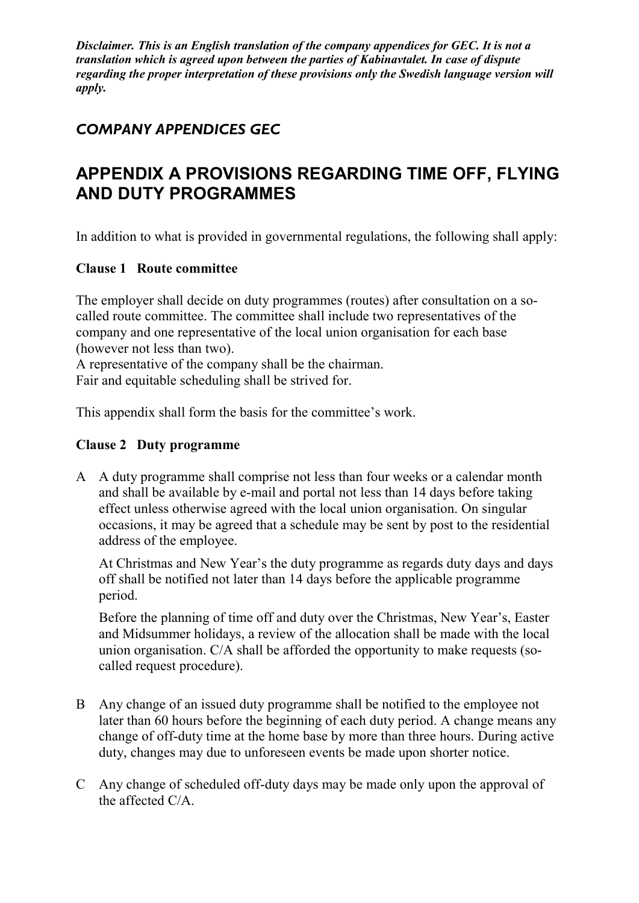***Disclaimer. This is an English translation of the company appendices for GEC. It is not a translation which is agreed upon between the parties of Kabinavtalet. In case of dispute regarding the proper interpretation of these provisions only the Swedish language version will apply.***

## *COMPANY APPENDICES GEC*

# APPENDIX A PROVISIONS REGARDING TIME OFF, FLYING AND DUTY PROGRAMMES

In addition to what is provided in governmental regulations, the following shall apply:

### Clause 1 Route committee

The employer shall decide on duty programmes (routes) after consultation on a so-called route committee. The committee shall include two representatives of the company and one representative of the local union organisation for each base (however not less than two).

A representative of the company shall be the chairman.

Fair and equitable scheduling shall be strived for.

This appendix shall form the basis for the committee's work.

### Clause 2 Duty programme

A A duty programme shall comprise not less than four weeks or a calendar month and shall be available by e-mail and portal not less than 14 days before taking effect unless otherwise agreed with the local union organisation. On singular occasions, it may be agreed that a schedule may be sent by post to the residential address of the employee.

At Christmas and New Year's the duty programme as regards duty days and days off shall be notified not later than 14 days before the applicable programme period.

Before the planning of time off and duty over the Christmas, New Year's, Easter and Midsummer holidays, a review of the allocation shall be made with the local union organisation. C/A shall be afforded the opportunity to make requests (so-called request procedure).

B Any change of an issued duty programme shall be notified to the employee not later than 60 hours before the beginning of each duty period. A change means any change of off-duty time at the home base by more than three hours. During active duty, changes may due to unforeseen events be made upon shorter notice.

C Any change of scheduled off-duty days may be made only upon the approval of the affected C/A.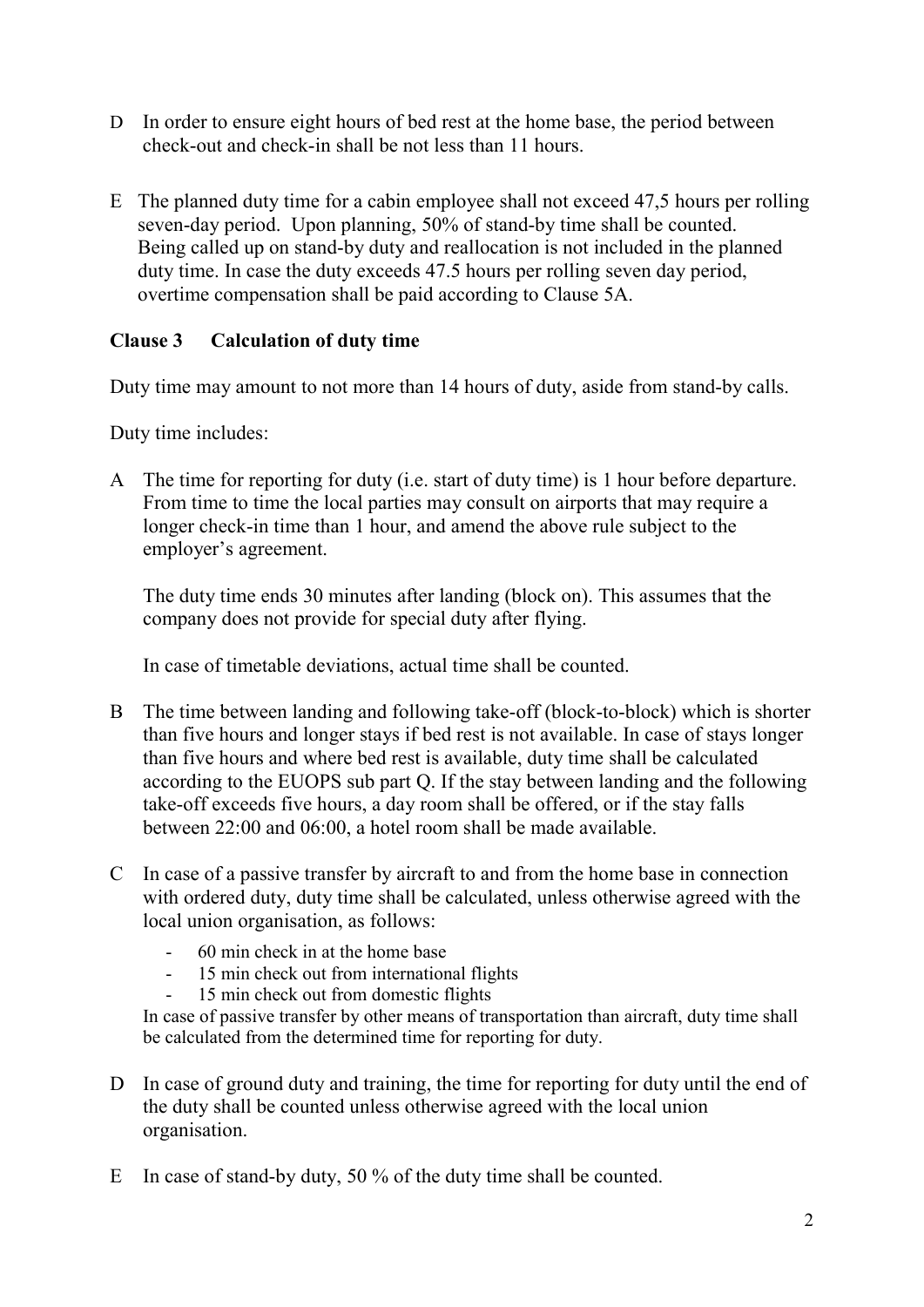D In order to ensure eight hours of bed rest at the home base, the period between check-out and check-in shall be not less than 11 hours.

E The planned duty time for a cabin employee shall not exceed 47,5 hours per rolling seven-day period. Upon planning, 50% of stand-by time shall be counted. Being called up on stand-by duty and reallocation is not included in the planned duty time. In case the duty exceeds 47.5 hours per rolling seven day period, overtime compensation shall be paid according to Clause 5A.

## Clause 3 Calculation of duty time

Duty time may amount to not more than 14 hours of duty, aside from stand-by calls.

Duty time includes:

A The time for reporting for duty (i.e. start of duty time) is 1 hour before departure. From time to time the local parties may consult on airports that may require a longer check-in time than 1 hour, and amend the above rule subject to the employer's agreement.

The duty time ends 30 minutes after landing (block on). This assumes that the company does not provide for special duty after flying.

In case of timetable deviations, actual time shall be counted.

B The time between landing and following take-off (block-to-block) which is shorter than five hours and longer stays if bed rest is not available. In case of stays longer than five hours and where bed rest is available, duty time shall be calculated according to the EUOPS sub part Q. If the stay between landing and the following take-off exceeds five hours, a day room shall be offered, or if the stay falls between 22:00 and 06:00, a hotel room shall be made available.

C In case of a passive transfer by aircraft to and from the home base in connection with ordered duty, duty time shall be calculated, unless otherwise agreed with the local union organisation, as follows:

- 60 min check in at the home base
- 15 min check out from international flights
- 15 min check out from domestic flights

In case of passive transfer by other means of transportation than aircraft, duty time shall be calculated from the determined time for reporting for duty.

D In case of ground duty and training, the time for reporting for duty until the end of the duty shall be counted unless otherwise agreed with the local union organisation.

E In case of stand-by duty, 50 % of the duty time shall be counted.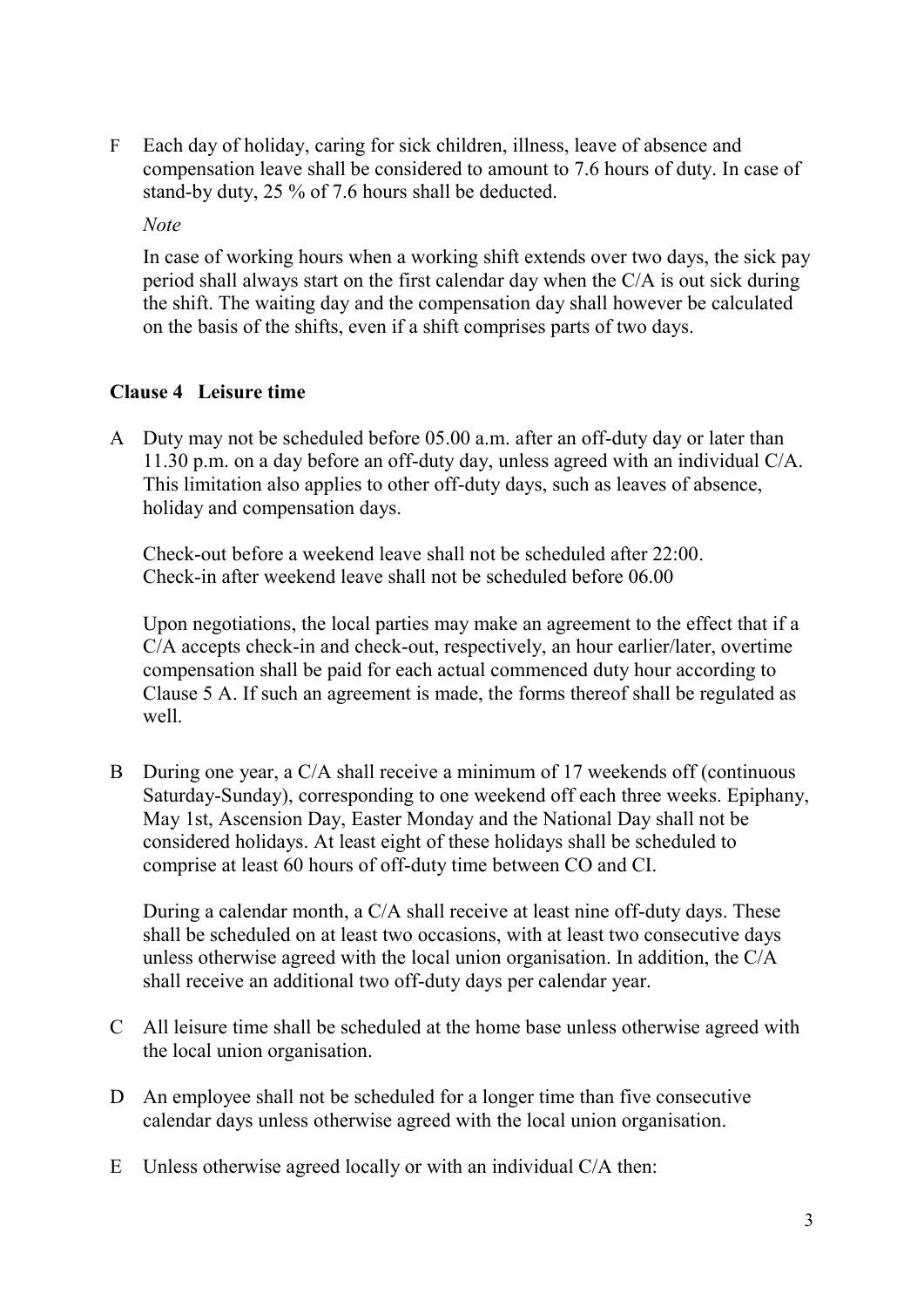F Each day of holiday, caring for sick children, illness, leave of absence and compensation leave shall be considered to amount to 7.6 hours of duty. In case of stand-by duty, 25 % of 7.6 hours shall be deducted.

*Note*

In case of working hours when a working shift extends over two days, the sick pay period shall always start on the first calendar day when the C/A is out sick during the shift. The waiting day and the compensation day shall however be calculated on the basis of the shifts, even if a shift comprises parts of two days.

**Clause 4 Leisure time**

A Duty may not be scheduled before 05.00 a.m. after an off-duty day or later than 11.30 p.m. on a day before an off-duty day, unless agreed with an individual C/A. This limitation also applies to other off-duty days, such as leaves of absence, holiday and compensation days.

Check-out before a weekend leave shall not be scheduled after 22:00.
Check-in after weekend leave shall not be scheduled before 06.00

Upon negotiations, the local parties may make an agreement to the effect that if a C/A accepts check-in and check-out, respectively, an hour earlier/later, overtime compensation shall be paid for each actual commenced duty hour according to Clause 5 A. If such an agreement is made, the forms thereof shall be regulated as well.

B During one year, a C/A shall receive a minimum of 17 weekends off (continuous Saturday-Sunday), corresponding to one weekend off each three weeks. Epiphany, May 1st, Ascension Day, Easter Monday and the National Day shall not be considered holidays. At least eight of these holidays shall be scheduled to comprise at least 60 hours of off-duty time between CO and CI.

During a calendar month, a C/A shall receive at least nine off-duty days. These shall be scheduled on at least two occasions, with at least two consecutive days unless otherwise agreed with the local union organisation. In addition, the C/A shall receive an additional two off-duty days per calendar year.

C All leisure time shall be scheduled at the home base unless otherwise agreed with the local union organisation.

D An employee shall not be scheduled for a longer time than five consecutive calendar days unless otherwise agreed with the local union organisation.

E Unless otherwise agreed locally or with an individual C/A then: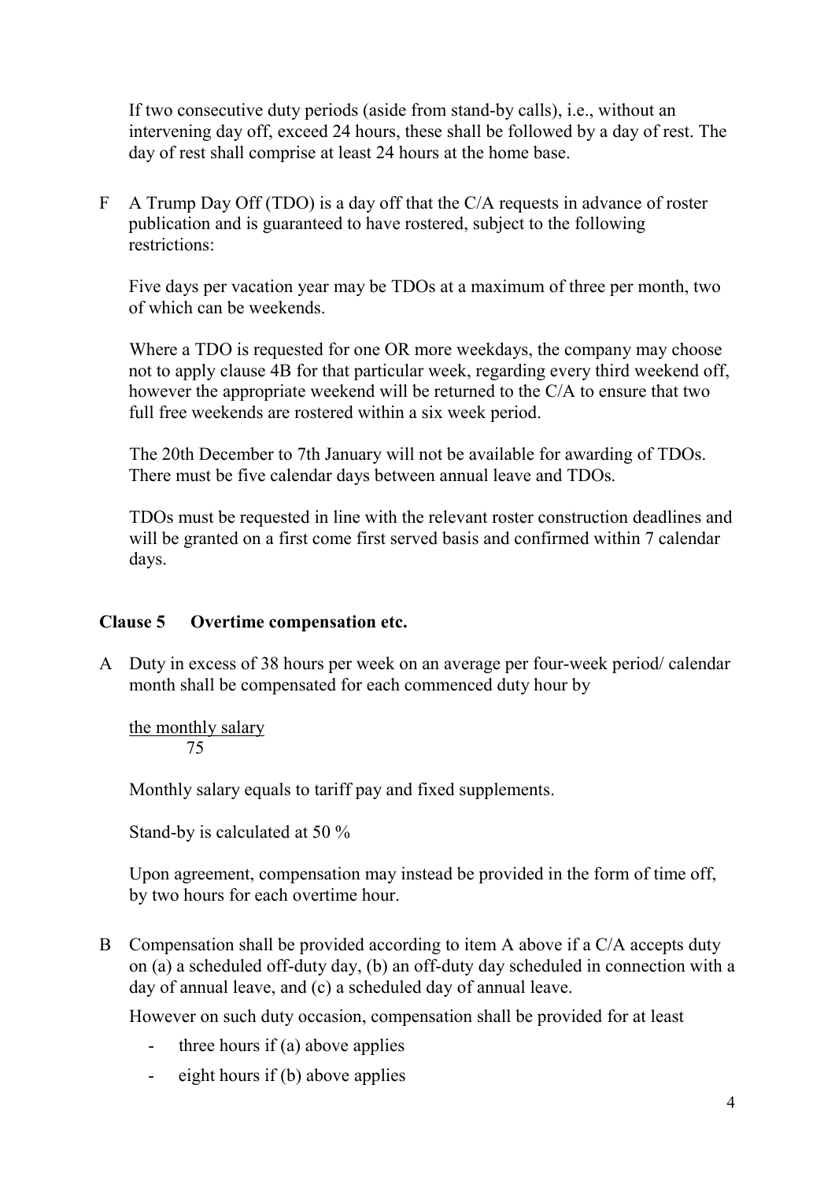If two consecutive duty periods (aside from stand-by calls), i.e., without an intervening day off, exceed 24 hours, these shall be followed by a day of rest. The day of rest shall comprise at least 24 hours at the home base.

F A Trump Day Off (TDO) is a day off that the C/A requests in advance of roster publication and is guaranteed to have rostered, subject to the following restrictions:

Five days per vacation year may be TDOs at a maximum of three per month, two of which can be weekends.

Where a TDO is requested for one OR more weekdays, the company may choose not to apply clause 4B for that particular week, regarding every third weekend off, however the appropriate weekend will be returned to the C/A to ensure that two full free weekends are rostered within a six week period.

The 20th December to 7th January will not be available for awarding of TDOs. There must be five calendar days between annual leave and TDOs.

TDOs must be requested in line with the relevant roster construction deadlines and will be granted on a first come first served basis and confirmed within 7 calendar days.

## Clause 5 Overtime compensation etc.

A Duty in excess of 38 hours per week on an average per four-week period/ calendar month shall be compensated for each commenced duty hour by

$$\frac{\text{the monthly salary}}{75}$$

Monthly salary equals to tariff pay and fixed supplements.

Stand-by is calculated at 50 %

Upon agreement, compensation may instead be provided in the form of time off, by two hours for each overtime hour.

B Compensation shall be provided according to item A above if a C/A accepts duty on (a) a scheduled off-duty day, (b) an off-duty day scheduled in connection with a day of annual leave, and (c) a scheduled day of annual leave.

However on such duty occasion, compensation shall be provided for at least

- three hours if (a) above applies
- eight hours if (b) above applies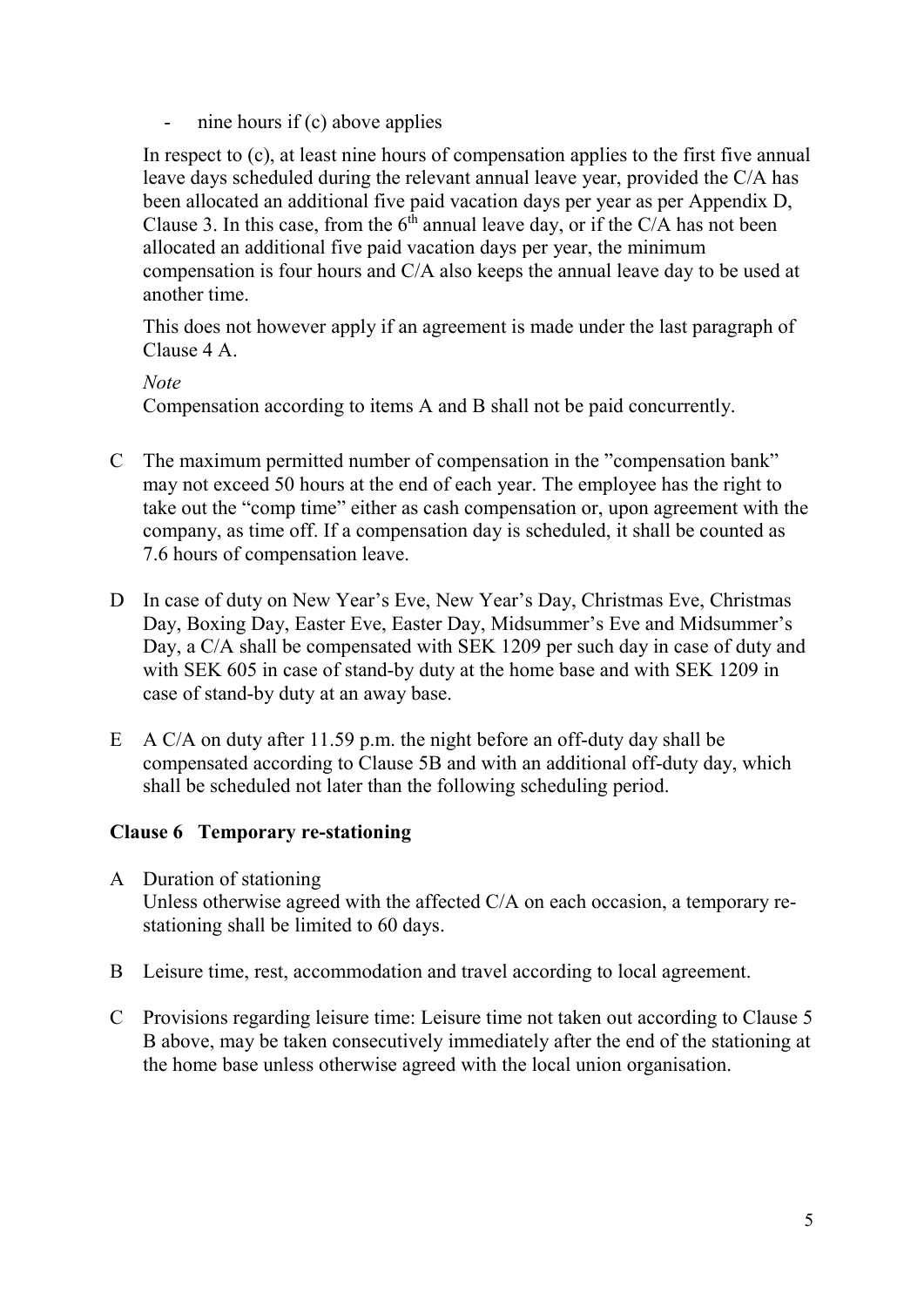- nine hours if (c) above applies

In respect to (c), at least nine hours of compensation applies to the first five annual leave days scheduled during the relevant annual leave year, provided the C/A has been allocated an additional five paid vacation days per year as per Appendix D, Clause 3. In this case, from the 6th annual leave day, or if the C/A has not been allocated an additional five paid vacation days per year, the minimum compensation is four hours and C/A also keeps the annual leave day to be used at another time.

This does not however apply if an agreement is made under the last paragraph of Clause 4 A.

*Note*
Compensation according to items A and B shall not be paid concurrently.

C The maximum permitted number of compensation in the "compensation bank" may not exceed 50 hours at the end of each year. The employee has the right to take out the "comp time" either as cash compensation or, upon agreement with the company, as time off. If a compensation day is scheduled, it shall be counted as 7.6 hours of compensation leave.

D In case of duty on New Year's Eve, New Year's Day, Christmas Eve, Christmas Day, Boxing Day, Easter Eve, Easter Day, Midsummer's Eve and Midsummer's Day, a C/A shall be compensated with SEK 1209 per such day in case of duty and with SEK 605 in case of stand-by duty at the home base and with SEK 1209 in case of stand-by duty at an away base.

E A C/A on duty after 11.59 p.m. the night before an off-duty day shall be compensated according to Clause 5B and with an additional off-duty day, which shall be scheduled not later than the following scheduling period.

**Clause 6 Temporary re-stationing**

A Duration of stationing
Unless otherwise agreed with the affected C/A on each occasion, a temporary re-stationing shall be limited to 60 days.

B Leisure time, rest, accommodation and travel according to local agreement.

C Provisions regarding leisure time: Leisure time not taken out according to Clause 5 B above, may be taken consecutively immediately after the end of the stationing at the home base unless otherwise agreed with the local union organisation.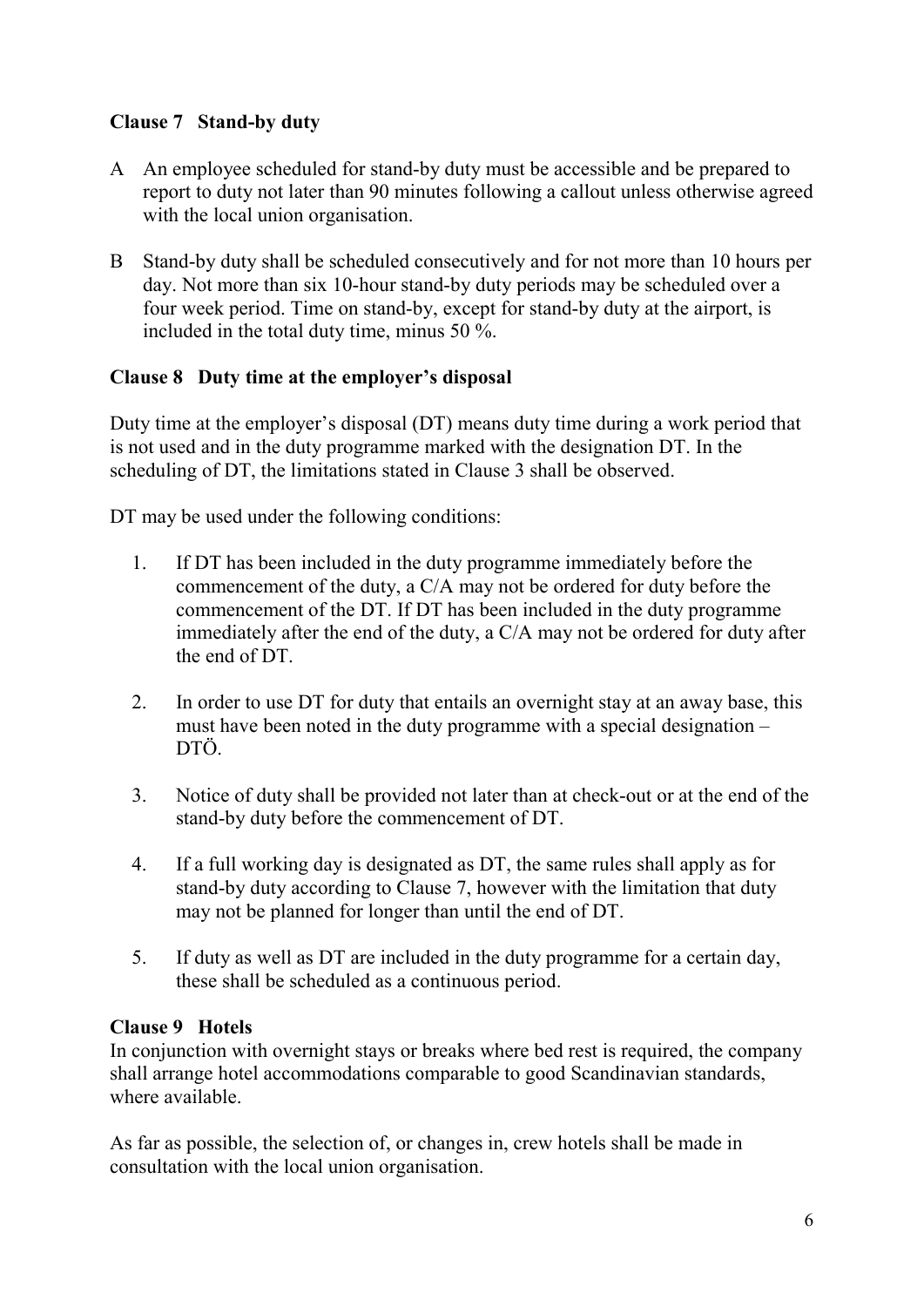### Clause 7 Stand-by duty

A An employee scheduled for stand-by duty must be accessible and be prepared to report to duty not later than 90 minutes following a callout unless otherwise agreed with the local union organisation.

B Stand-by duty shall be scheduled consecutively and for not more than 10 hours per day. Not more than six 10-hour stand-by duty periods may be scheduled over a four week period. Time on stand-by, except for stand-by duty at the airport, is included in the total duty time, minus 50 %.

### Clause 8 Duty time at the employer's disposal

Duty time at the employer's disposal (DT) means duty time during a work period that is not used and in the duty programme marked with the designation DT. In the scheduling of DT, the limitations stated in Clause 3 shall be observed.

DT may be used under the following conditions:

1. If DT has been included in the duty programme immediately before the commencement of the duty, a C/A may not be ordered for duty before the commencement of the DT. If DT has been included in the duty programme immediately after the end of the duty, a C/A may not be ordered for duty after the end of DT.

2. In order to use DT for duty that entails an overnight stay at an away base, this must have been noted in the duty programme with a special designation – DTÖ.

3. Notice of duty shall be provided not later than at check-out or at the end of the stand-by duty before the commencement of DT.

4. If a full working day is designated as DT, the same rules shall apply as for stand-by duty according to Clause 7, however with the limitation that duty may not be planned for longer than until the end of DT.

5. If duty as well as DT are included in the duty programme for a certain day, these shall be scheduled as a continuous period.

### Clause 9 Hotels

In conjunction with overnight stays or breaks where bed rest is required, the company shall arrange hotel accommodations comparable to good Scandinavian standards, where available.

As far as possible, the selection of, or changes in, crew hotels shall be made in consultation with the local union organisation.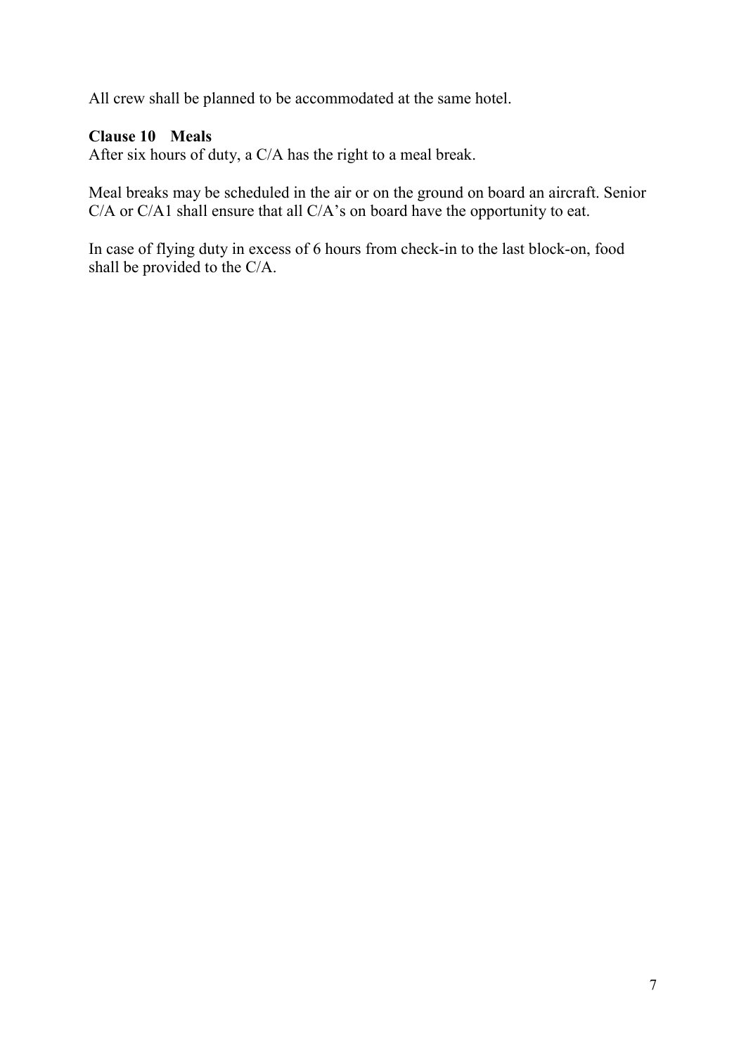All crew shall be planned to be accommodated at the same hotel.

**Clause 10 Meals**

After six hours of duty, a C/A has the right to a meal break.

Meal breaks may be scheduled in the air or on the ground on board an aircraft. Senior C/A or C/A1 shall ensure that all C/A's on board have the opportunity to eat.

In case of flying duty in excess of 6 hours from check-in to the last block-on, food shall be provided to the C/A.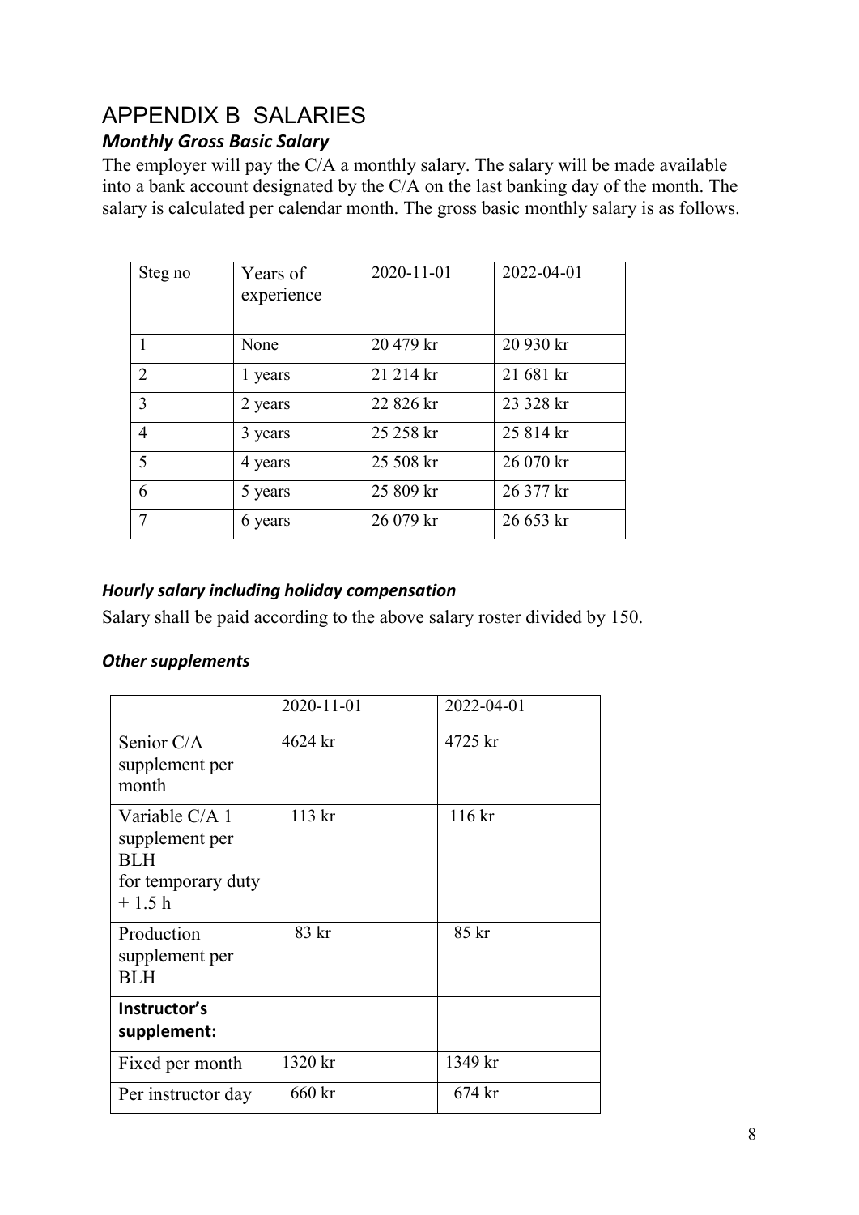# APPENDIX B SALARIES

### *Monthly Gross Basic Salary*

The employer will pay the C/A a monthly salary. The salary will be made available into a bank account designated by the C/A on the last banking day of the month. The salary is calculated per calendar month. The gross basic monthly salary is as follows.

| Steg no | Years of experience | 2020-11-01 | 2022-04-01 |
|---|---|---|---|
| 1 | None | 20 479 kr | 20 930 kr |
| 2 | 1 years | 21 214 kr | 21 681 kr |
| 3 | 2 years | 22 826 kr | 23 328 kr |
| 4 | 3 years | 25 258 kr | 25 814 kr |
| 5 | 4 years | 25 508 kr | 26 070 kr |
| 6 | 5 years | 25 809 kr | 26 377 kr |
| 7 | 6 years | 26 079 kr | 26 653 kr |

### *Hourly salary including holiday compensation*

Salary shall be paid according to the above salary roster divided by 150.

### *Other supplements*

| | 2020-11-01 | 2022-04-01 |
|---|---|---|
| Senior C/A supplement per month | 4624 kr | 4725 kr |
| Variable C/A 1 supplement per BLH for temporary duty + 1.5 h | 113 kr | 116 kr |
| Production supplement per BLH | 83 kr | 85 kr |
| **Instructor's supplement:** | | |
| Fixed per month | 1320 kr | 1349 kr |
| Per instructor day | 660 kr | 674 kr |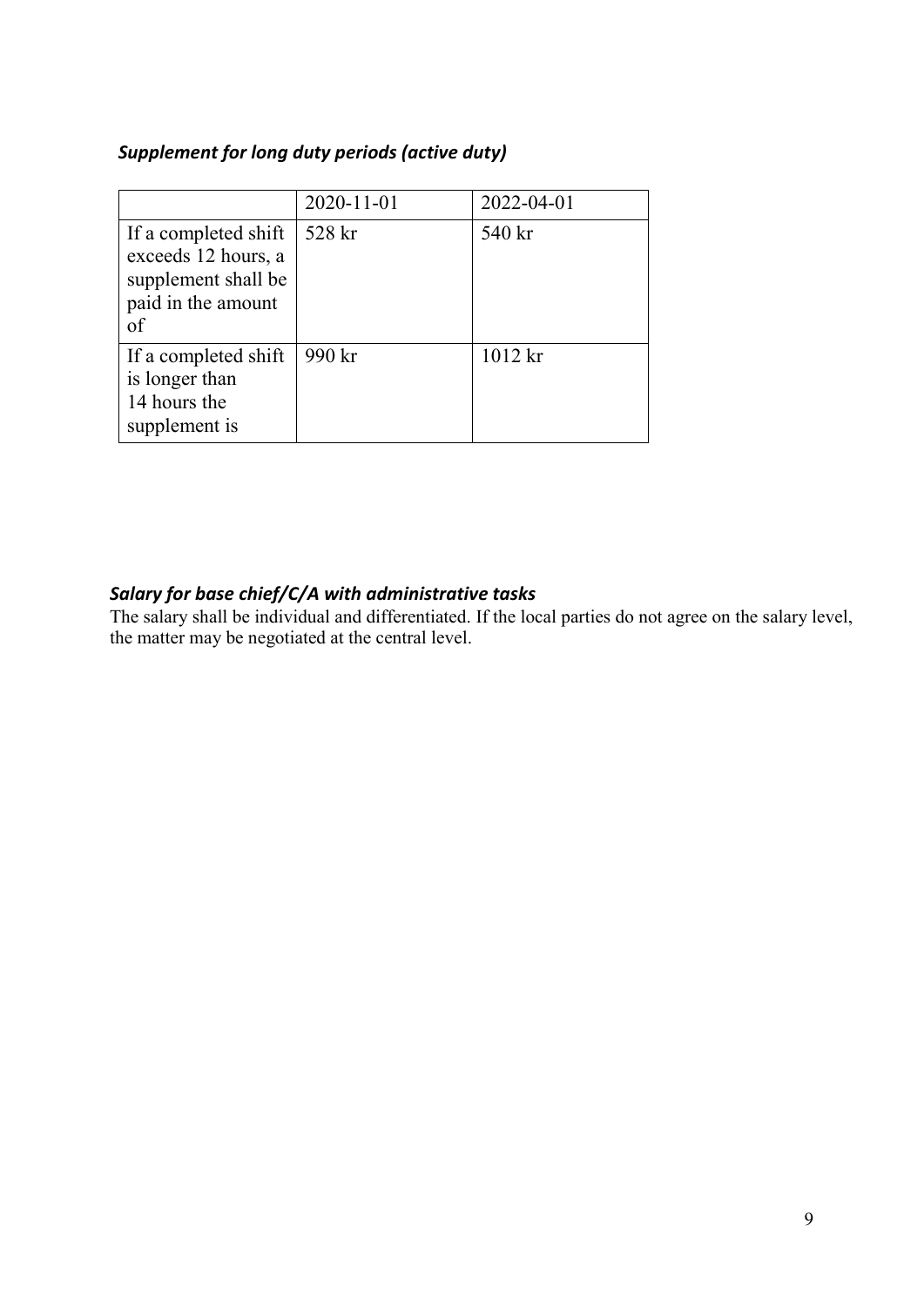### *Supplement for long duty periods (active duty)*

| | 2020-11-01 | 2022-04-01 |
|---|---|---|
| If a completed shift exceeds 12 hours, a supplement shall be paid in the amount of | 528 kr | 540 kr |
| If a completed shift is longer than 14 hours the supplement is | 990 kr | 1012 kr |

### *Salary for base chief/C/A with administrative tasks*

The salary shall be individual and differentiated. If the local parties do not agree on the salary level, the matter may be negotiated at the central level.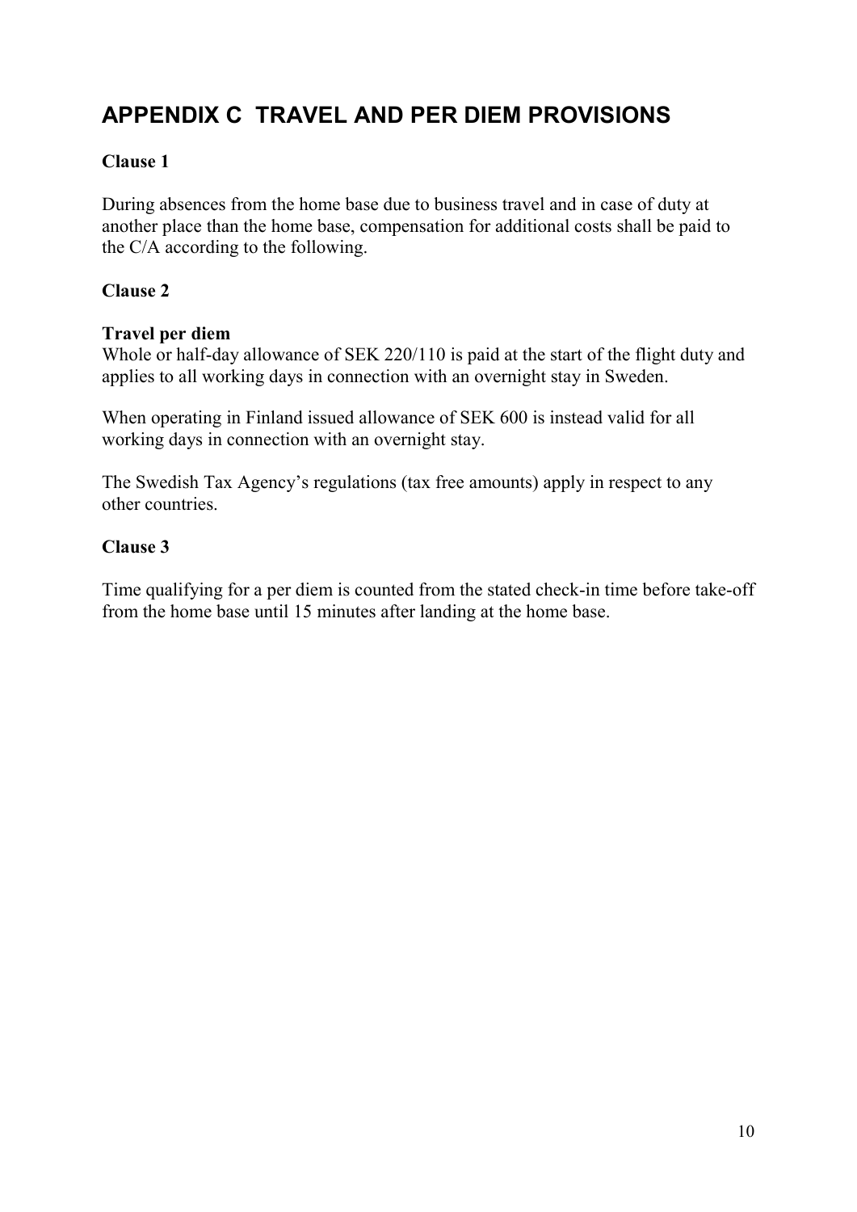# APPENDIX C TRAVEL AND PER DIEM PROVISIONS

**Clause 1**

During absences from the home base due to business travel and in case of duty at another place than the home base, compensation for additional costs shall be paid to the C/A according to the following.

**Clause 2**

**Travel per diem**
Whole or half-day allowance of SEK 220/110 is paid at the start of the flight duty and applies to all working days in connection with an overnight stay in Sweden.

When operating in Finland issued allowance of SEK 600 is instead valid for all working days in connection with an overnight stay.

The Swedish Tax Agency's regulations (tax free amounts) apply in respect to any other countries.

**Clause 3**

Time qualifying for a per diem is counted from the stated check-in time before take-off from the home base until 15 minutes after landing at the home base.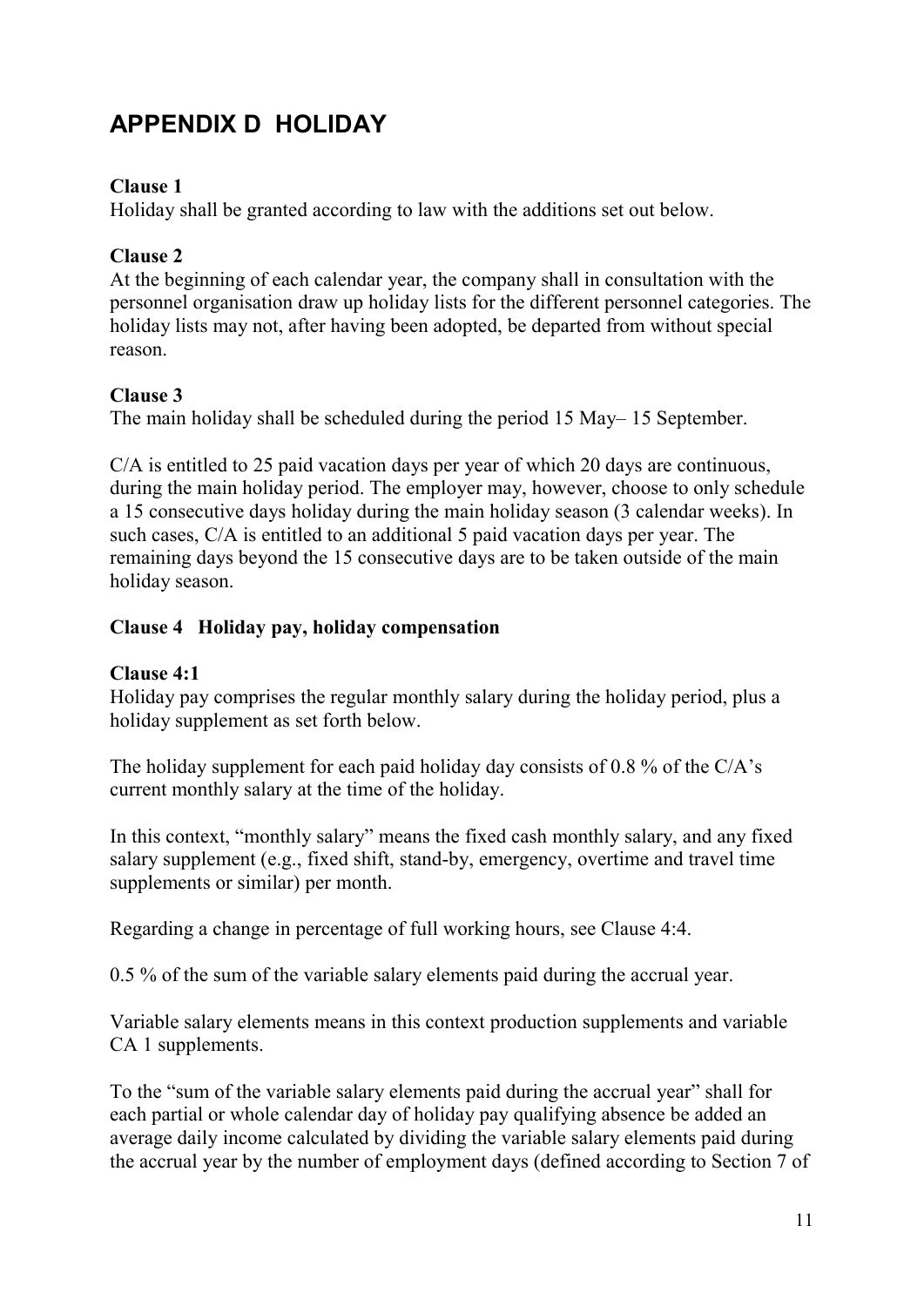# APPENDIX D HOLIDAY

**Clause 1**

Holiday shall be granted according to law with the additions set out below.

**Clause 2**

At the beginning of each calendar year, the company shall in consultation with the personnel organisation draw up holiday lists for the different personnel categories. The holiday lists may not, after having been adopted, be departed from without special reason.

**Clause 3**

The main holiday shall be scheduled during the period 15 May– 15 September.

C/A is entitled to 25 paid vacation days per year of which 20 days are continuous, during the main holiday period. The employer may, however, choose to only schedule a 15 consecutive days holiday during the main holiday season (3 calendar weeks). In such cases, C/A is entitled to an additional 5 paid vacation days per year. The remaining days beyond the 15 consecutive days are to be taken outside of the main holiday season.

**Clause 4 Holiday pay, holiday compensation**

**Clause 4:1**

Holiday pay comprises the regular monthly salary during the holiday period, plus a holiday supplement as set forth below.

The holiday supplement for each paid holiday day consists of 0.8 % of the C/A's current monthly salary at the time of the holiday.

In this context, "monthly salary" means the fixed cash monthly salary, and any fixed salary supplement (e.g., fixed shift, stand-by, emergency, overtime and travel time supplements or similar) per month.

Regarding a change in percentage of full working hours, see Clause 4:4.

0.5 % of the sum of the variable salary elements paid during the accrual year.

Variable salary elements means in this context production supplements and variable CA 1 supplements.

To the "sum of the variable salary elements paid during the accrual year" shall for each partial or whole calendar day of holiday pay qualifying absence be added an average daily income calculated by dividing the variable salary elements paid during the accrual year by the number of employment days (defined according to Section 7 of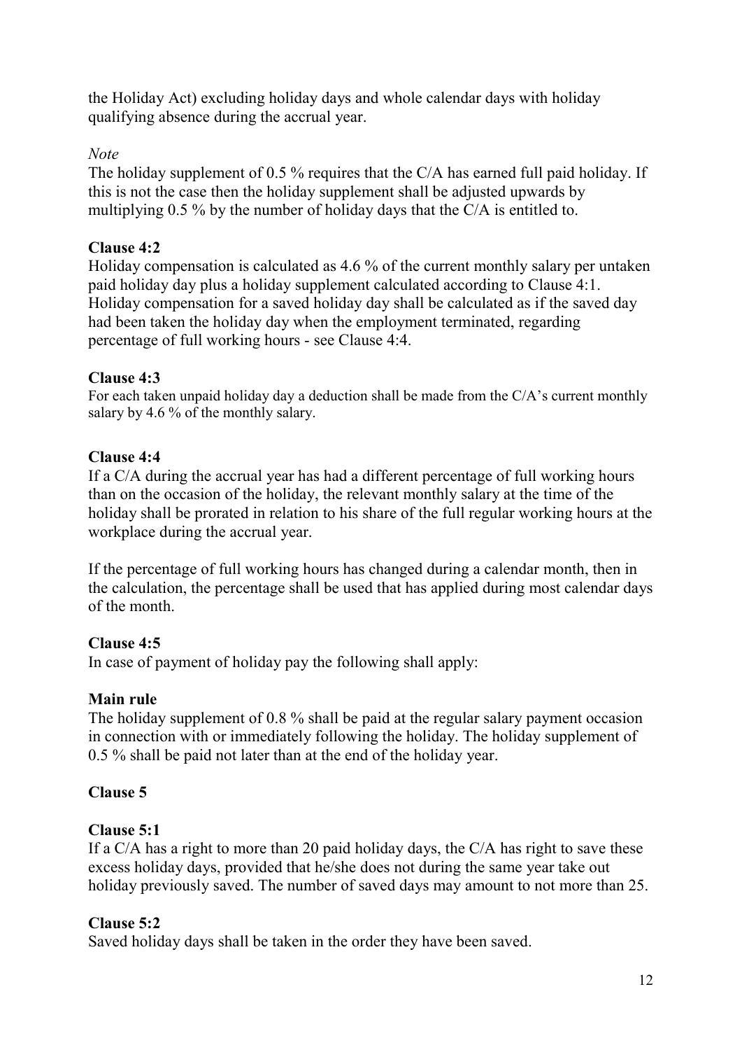the Holiday Act) excluding holiday days and whole calendar days with holiday qualifying absence during the accrual year.

*Note*

The holiday supplement of 0.5 % requires that the C/A has earned full paid holiday. If this is not the case then the holiday supplement shall be adjusted upwards by multiplying 0.5 % by the number of holiday days that the C/A is entitled to.

**Clause 4:2**

Holiday compensation is calculated as 4.6 % of the current monthly salary per untaken paid holiday day plus a holiday supplement calculated according to Clause 4:1. Holiday compensation for a saved holiday day shall be calculated as if the saved day had been taken the holiday day when the employment terminated, regarding percentage of full working hours - see Clause 4:4.

**Clause 4:3**

For each taken unpaid holiday day a deduction shall be made from the C/A's current monthly salary by 4.6 % of the monthly salary.

**Clause 4:4**

If a C/A during the accrual year has had a different percentage of full working hours than on the occasion of the holiday, the relevant monthly salary at the time of the holiday shall be prorated in relation to his share of the full regular working hours at the workplace during the accrual year.

If the percentage of full working hours has changed during a calendar month, then in the calculation, the percentage shall be used that has applied during most calendar days of the month.

**Clause 4:5**

In case of payment of holiday pay the following shall apply:

**Main rule**

The holiday supplement of 0.8 % shall be paid at the regular salary payment occasion in connection with or immediately following the holiday. The holiday supplement of 0.5 % shall be paid not later than at the end of the holiday year.

**Clause 5**

**Clause 5:1**

If a C/A has a right to more than 20 paid holiday days, the C/A has right to save these excess holiday days, provided that he/she does not during the same year take out holiday previously saved. The number of saved days may amount to not more than 25.

**Clause 5:2**

Saved holiday days shall be taken in the order they have been saved.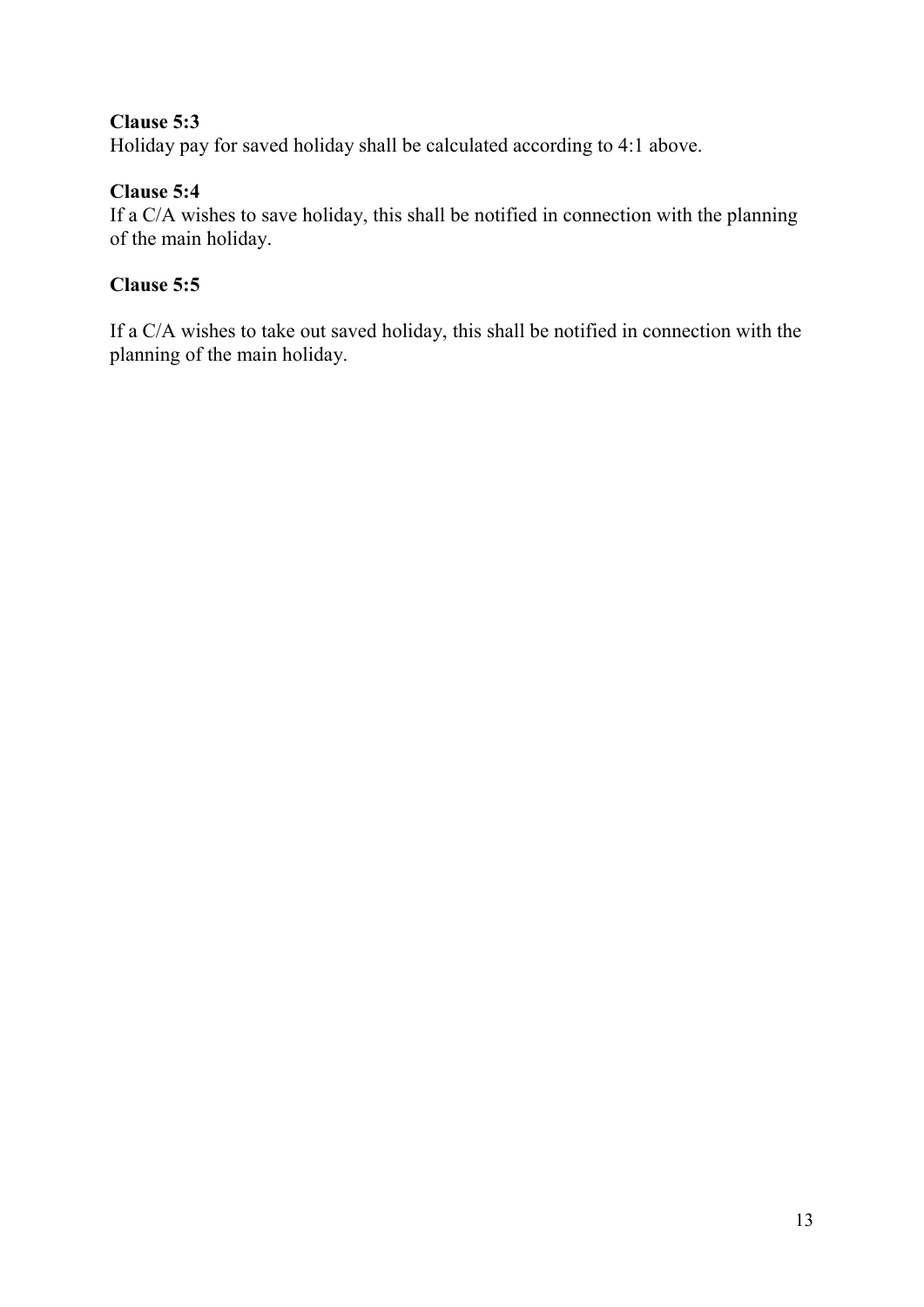**Clause 5:3**
Holiday pay for saved holiday shall be calculated according to 4:1 above.

**Clause 5:4**
If a C/A wishes to save holiday, this shall be notified in connection with the planning of the main holiday.

**Clause 5:5**

If a C/A wishes to take out saved holiday, this shall be notified in connection with the planning of the main holiday.